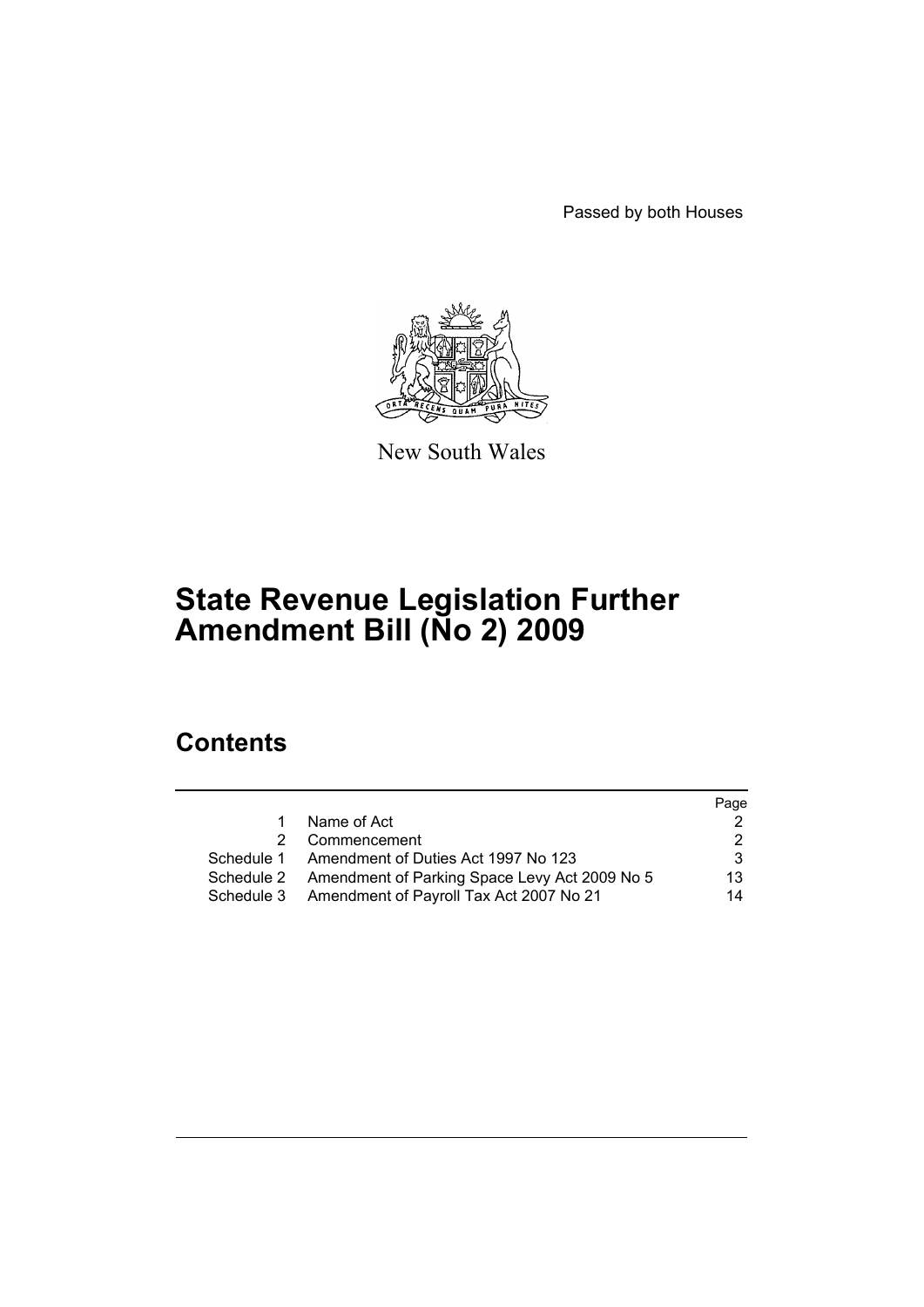Passed by both Houses

New South Wales

# State Revenue Legislation Further Amendment Bill (No 2) 2009

## Contents

| | | Page |
|---|---|---|
| 1 | Name of Act | 2 |
| 2 | Commencement | 2 |
| Schedule 1 | Amendment of Duties Act 1997 No 123 | 3 |
| Schedule 2 | Amendment of Parking Space Levy Act 2009 No 5 | 13 |
| Schedule 3 | Amendment of Payroll Tax Act 2007 No 21 | 14 |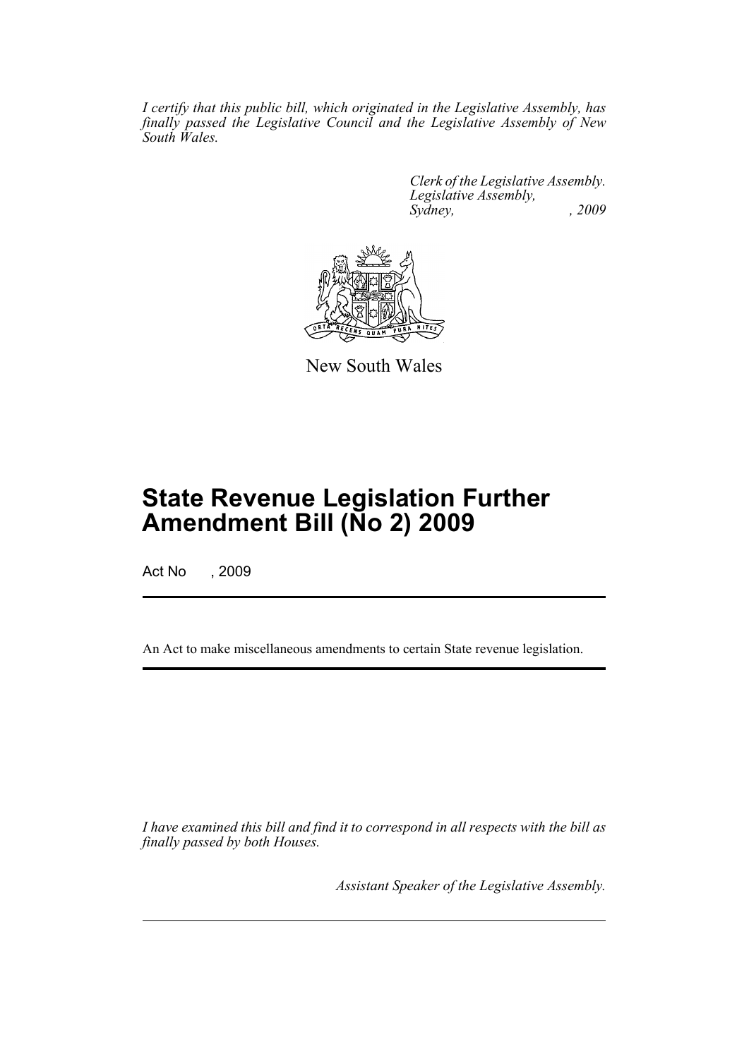*I certify that this public bill, which originated in the Legislative Assembly, has finally passed the Legislative Council and the Legislative Assembly of New South Wales.*

*Clerk of the Legislative Assembly.*
*Legislative Assembly,*
*Sydney, , 2009*

New South Wales

# State Revenue Legislation Further Amendment Bill (No 2) 2009

Act No , 2009

An Act to make miscellaneous amendments to certain State revenue legislation.

*I have examined this bill and find it to correspond in all respects with the bill as finally passed by both Houses.*

*Assistant Speaker of the Legislative Assembly.*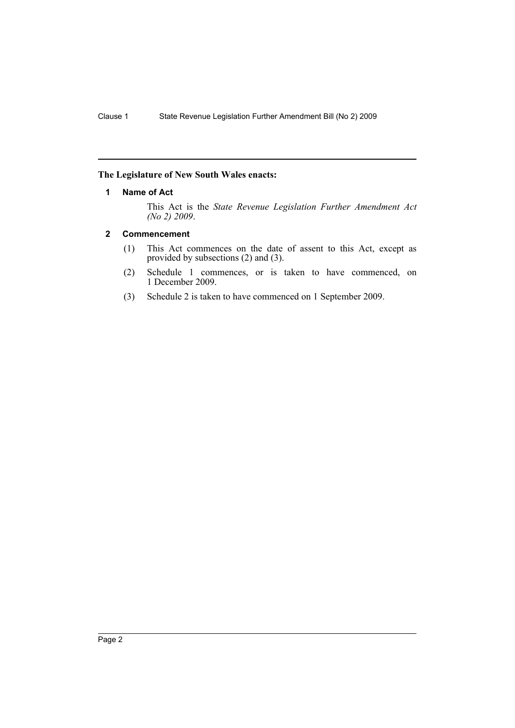**The Legislature of New South Wales enacts:**

## 1 Name of Act

This Act is the *State Revenue Legislation Further Amendment Act (No 2) 2009*.

## 2 Commencement

(1) This Act commences on the date of assent to this Act, except as provided by subsections (2) and (3).

(2) Schedule 1 commences, or is taken to have commenced, on 1 December 2009.

(3) Schedule 2 is taken to have commenced on 1 September 2009.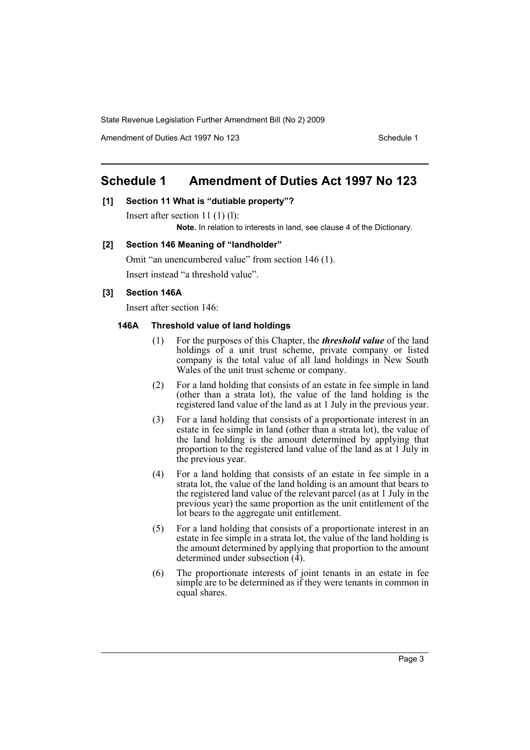## Schedule 1 Amendment of Duties Act 1997 No 123

**[1] Section 11 What is "dutiable property"?**

Insert after section 11 (1) (l):

**Note.** In relation to interests in land, see clause 4 of the Dictionary.

**[2] Section 146 Meaning of "landholder"**

Omit "an unencumbered value" from section 146 (1).

Insert instead "a threshold value".

**[3] Section 146A**

Insert after section 146:

**146A Threshold value of land holdings**

(1) For the purposes of this Chapter, the ***threshold value*** of the land holdings of a unit trust scheme, private company or listed company is the total value of all land holdings in New South Wales of the unit trust scheme or company.

(2) For a land holding that consists of an estate in fee simple in land (other than a strata lot), the value of the land holding is the registered land value of the land as at 1 July in the previous year.

(3) For a land holding that consists of a proportionate interest in an estate in fee simple in land (other than a strata lot), the value of the land holding is the amount determined by applying that proportion to the registered land value of the land as at 1 July in the previous year.

(4) For a land holding that consists of an estate in fee simple in a strata lot, the value of the land holding is an amount that bears to the registered land value of the relevant parcel (as at 1 July in the previous year) the same proportion as the unit entitlement of the lot bears to the aggregate unit entitlement.

(5) For a land holding that consists of a proportionate interest in an estate in fee simple in a strata lot, the value of the land holding is the amount determined by applying that proportion to the amount determined under subsection (4).

(6) The proportionate interests of joint tenants in an estate in fee simple are to be determined as if they were tenants in common in equal shares.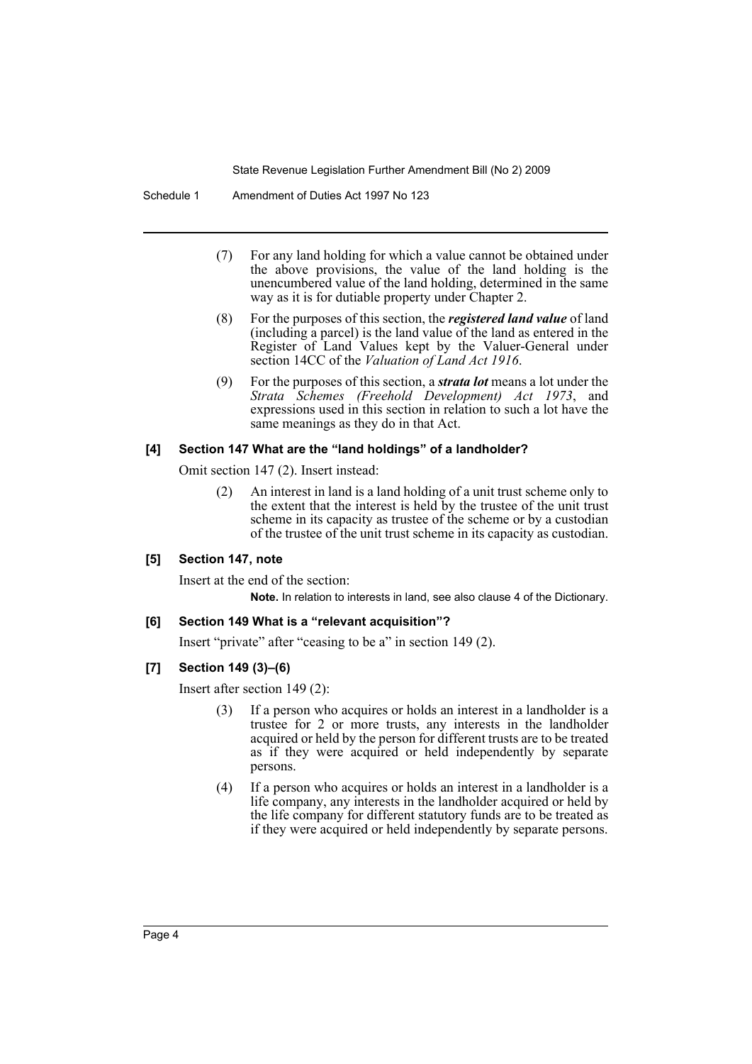(7) For any land holding for which a value cannot be obtained under the above provisions, the value of the land holding is the unencumbered value of the land holding, determined in the same way as it is for dutiable property under Chapter 2.

(8) For the purposes of this section, the ***registered land value*** of land (including a parcel) is the land value of the land as entered in the Register of Land Values kept by the Valuer-General under section 14CC of the *Valuation of Land Act 1916*.

(9) For the purposes of this section, a ***strata lot*** means a lot under the *Strata Schemes (Freehold Development) Act 1973*, and expressions used in this section in relation to such a lot have the same meanings as they do in that Act.

#### [4] Section 147 What are the "land holdings" of a landholder?

Omit section 147 (2). Insert instead:

(2) An interest in land is a land holding of a unit trust scheme only to the extent that the interest is held by the trustee of the unit trust scheme in its capacity as trustee of the scheme or by a custodian of the trustee of the unit trust scheme in its capacity as custodian.

#### [5] Section 147, note

Insert at the end of the section:

**Note.** In relation to interests in land, see also clause 4 of the Dictionary.

#### [6] Section 149 What is a "relevant acquisition"?

Insert "private" after "ceasing to be a" in section 149 (2).

#### [7] Section 149 (3)–(6)

Insert after section 149 (2):

(3) If a person who acquires or holds an interest in a landholder is a trustee for 2 or more trusts, any interests in the landholder acquired or held by the person for different trusts are to be treated as if they were acquired or held independently by separate persons.

(4) If a person who acquires or holds an interest in a landholder is a life company, any interests in the landholder acquired or held by the life company for different statutory funds are to be treated as if they were acquired or held independently by separate persons.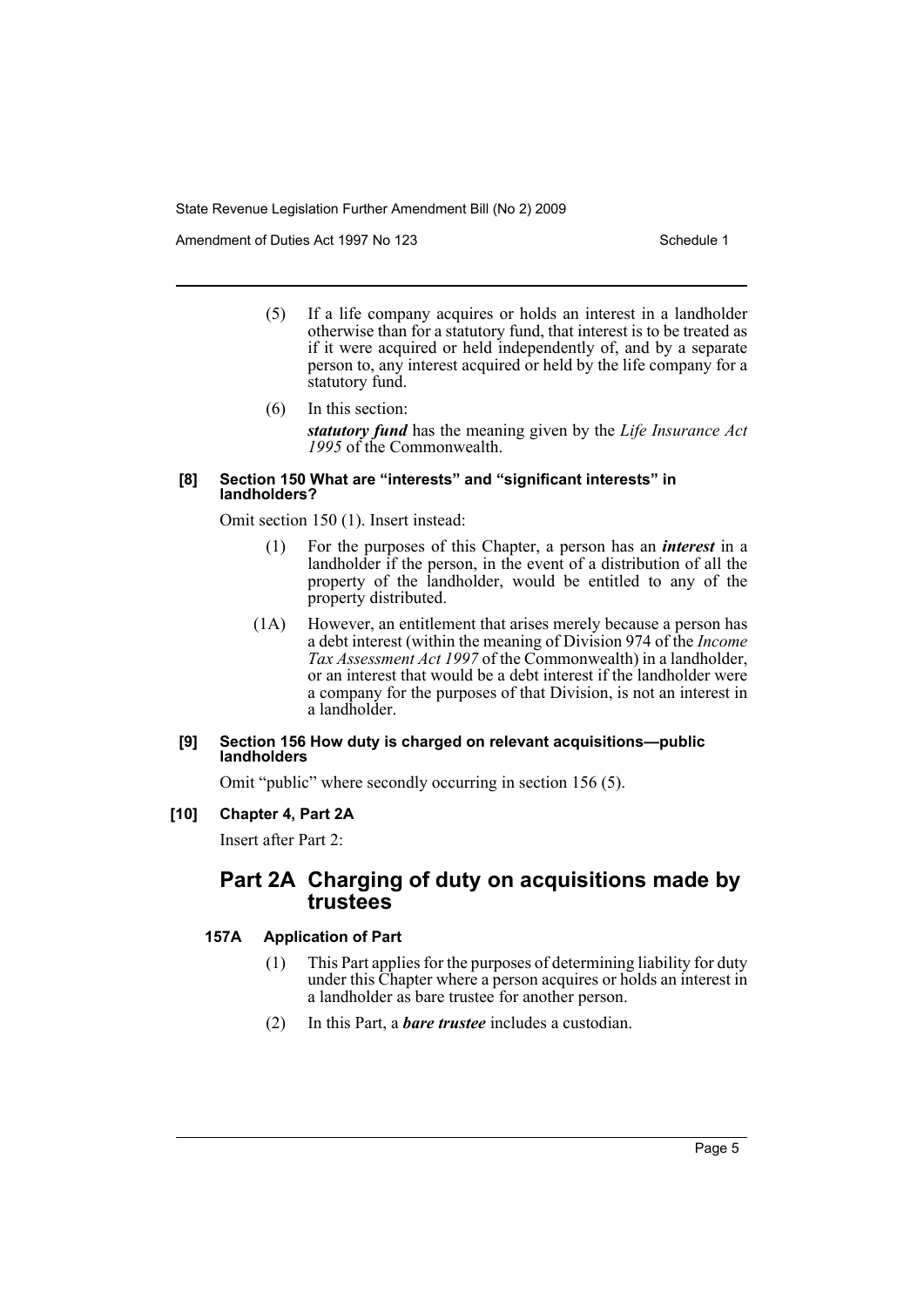(5) If a life company acquires or holds an interest in a landholder otherwise than for a statutory fund, that interest is to be treated as if it were acquired or held independently of, and by a separate person to, any interest acquired or held by the life company for a statutory fund.

(6) In this section:

***statutory fund*** has the meaning given by the *Life Insurance Act 1995* of the Commonwealth.

#### [8] Section 150 What are "interests" and "significant interests" in landholders?

Omit section 150 (1). Insert instead:

(1) For the purposes of this Chapter, a person has an ***interest*** in a landholder if the person, in the event of a distribution of all the property of the landholder, would be entitled to any of the property distributed.

(1A) However, an entitlement that arises merely because a person has a debt interest (within the meaning of Division 974 of the *Income Tax Assessment Act 1997* of the Commonwealth) in a landholder, or an interest that would be a debt interest if the landholder were a company for the purposes of that Division, is not an interest in a landholder.

#### [9] Section 156 How duty is charged on relevant acquisitions—public landholders

Omit "public" where secondly occurring in section 156 (5).

#### [10] Chapter 4, Part 2A

Insert after Part 2:

## Part 2A Charging of duty on acquisitions made by trustees

### 157A Application of Part

(1) This Part applies for the purposes of determining liability for duty under this Chapter where a person acquires or holds an interest in a landholder as bare trustee for another person.

(2) In this Part, a ***bare trustee*** includes a custodian.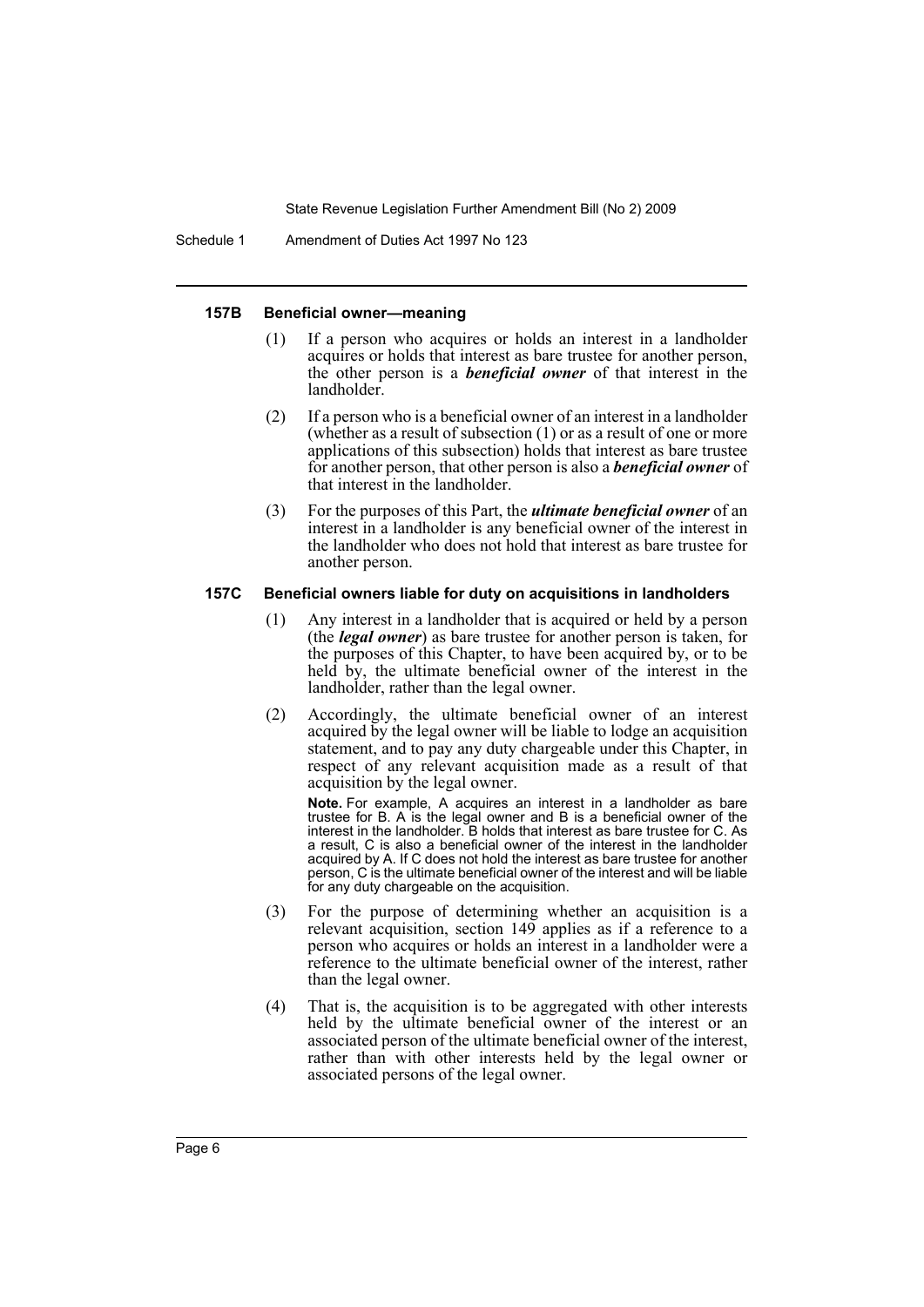#### 157B Beneficial owner—meaning

(1) If a person who acquires or holds an interest in a landholder acquires or holds that interest as bare trustee for another person, the other person is a ***beneficial owner*** of that interest in the landholder.

(2) If a person who is a beneficial owner of an interest in a landholder (whether as a result of subsection (1) or as a result of one or more applications of this subsection) holds that interest as bare trustee for another person, that other person is also a ***beneficial owner*** of that interest in the landholder.

(3) For the purposes of this Part, the ***ultimate beneficial owner*** of an interest in a landholder is any beneficial owner of the interest in the landholder who does not hold that interest as bare trustee for another person.

#### 157C Beneficial owners liable for duty on acquisitions in landholders

(1) Any interest in a landholder that is acquired or held by a person (the ***legal owner***) as bare trustee for another person is taken, for the purposes of this Chapter, to have been acquired by, or to be held by, the ultimate beneficial owner of the interest in the landholder, rather than the legal owner.

(2) Accordingly, the ultimate beneficial owner of an interest acquired by the legal owner will be liable to lodge an acquisition statement, and to pay any duty chargeable under this Chapter, in respect of any relevant acquisition made as a result of that acquisition by the legal owner.

**Note.** For example, A acquires an interest in a landholder as bare trustee for B. A is the legal owner and B is a beneficial owner of the interest in the landholder. B holds that interest as bare trustee for C. As a result, C is also a beneficial owner of the interest in the landholder acquired by A. If C does not hold the interest as bare trustee for another person, C is the ultimate beneficial owner of the interest and will be liable for any duty chargeable on the acquisition.

(3) For the purpose of determining whether an acquisition is a relevant acquisition, section 149 applies as if a reference to a person who acquires or holds an interest in a landholder were a reference to the ultimate beneficial owner of the interest, rather than the legal owner.

(4) That is, the acquisition is to be aggregated with other interests held by the ultimate beneficial owner of the interest or an associated person of the ultimate beneficial owner of the interest, rather than with other interests held by the legal owner or associated persons of the legal owner.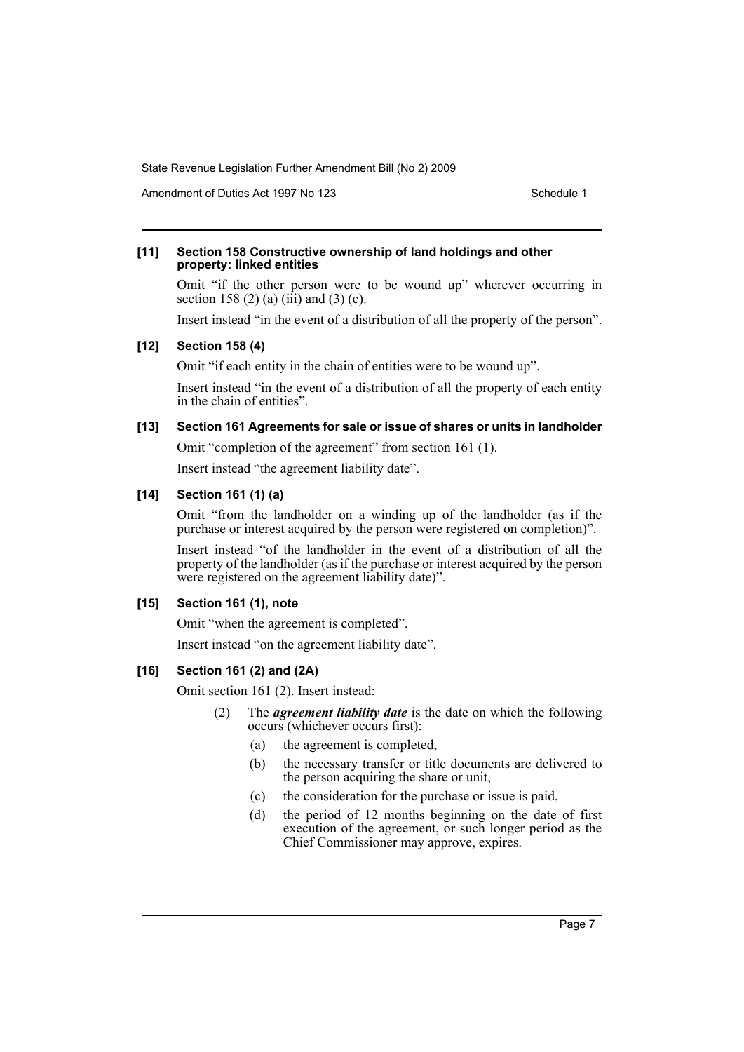**[11] Section 158 Constructive ownership of land holdings and other property: linked entities**

Omit “if the other person were to be wound up” wherever occurring in section 158 (2) (a) (iii) and (3) (c).

Insert instead “in the event of a distribution of all the property of the person”.

**[12] Section 158 (4)**

Omit “if each entity in the chain of entities were to be wound up”.

Insert instead “in the event of a distribution of all the property of each entity in the chain of entities”.

**[13] Section 161 Agreements for sale or issue of shares or units in landholder**

Omit “completion of the agreement” from section 161 (1).

Insert instead “the agreement liability date”.

**[14] Section 161 (1) (a)**

Omit “from the landholder on a winding up of the landholder (as if the purchase or interest acquired by the person were registered on completion)”.

Insert instead “of the landholder in the event of a distribution of all the property of the landholder (as if the purchase or interest acquired by the person were registered on the agreement liability date)”.

**[15] Section 161 (1), note**

Omit “when the agreement is completed”.

Insert instead “on the agreement liability date”.

**[16] Section 161 (2) and (2A)**

Omit section 161 (2). Insert instead:

(2) The ***agreement liability date*** is the date on which the following occurs (whichever occurs first):

- (a) the agreement is completed,
- (b) the necessary transfer or title documents are delivered to the person acquiring the share or unit,
- (c) the consideration for the purchase or issue is paid,
- (d) the period of 12 months beginning on the date of first execution of the agreement, or such longer period as the Chief Commissioner may approve, expires.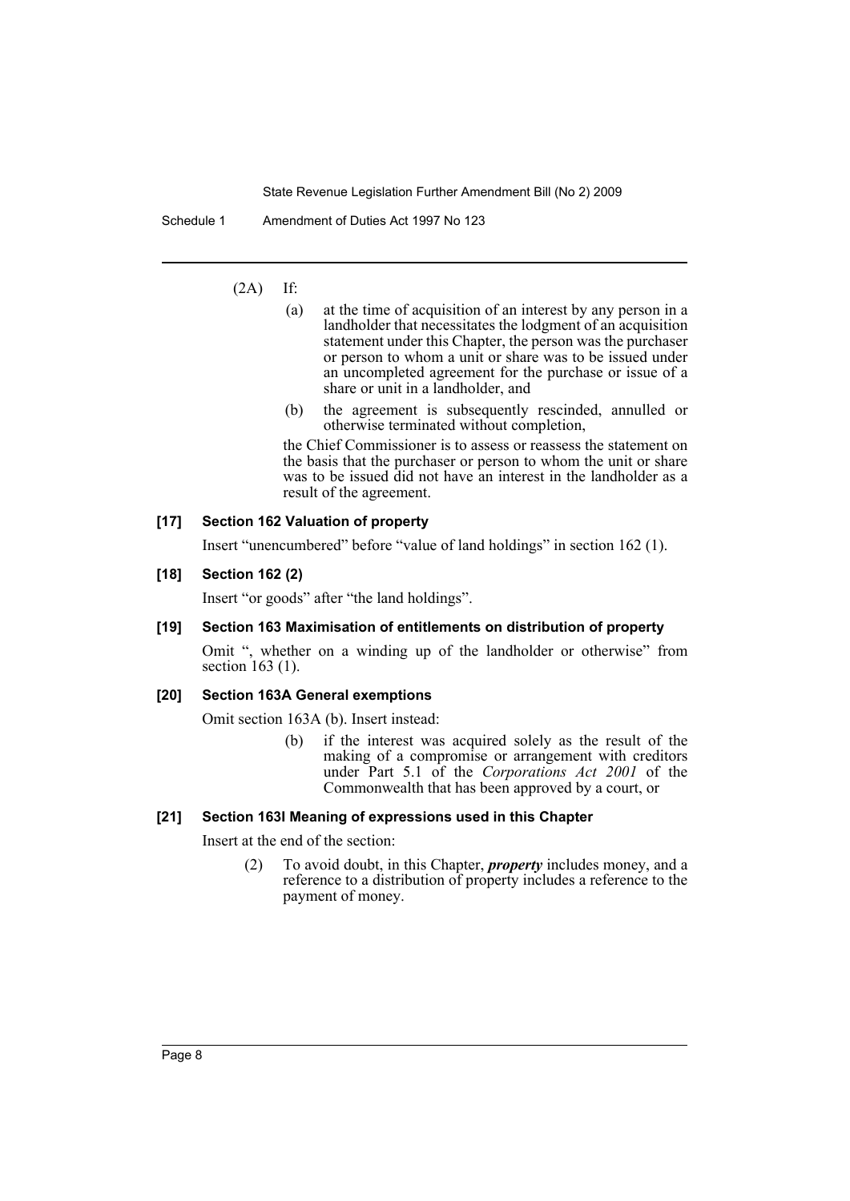(2A) If:

(a) at the time of acquisition of an interest by any person in a landholder that necessitates the lodgment of an acquisition statement under this Chapter, the person was the purchaser or person to whom a unit or share was to be issued under an uncompleted agreement for the purchase or issue of a share or unit in a landholder, and

(b) the agreement is subsequently rescinded, annulled or otherwise terminated without completion,

the Chief Commissioner is to assess or reassess the statement on the basis that the purchaser or person to whom the unit or share was to be issued did not have an interest in the landholder as a result of the agreement.

#### [17] Section 162 Valuation of property

Insert "unencumbered" before "value of land holdings" in section 162 (1).

#### [18] Section 162 (2)

Insert "or goods" after "the land holdings".

#### [19] Section 163 Maximisation of entitlements on distribution of property

Omit ", whether on a winding up of the landholder or otherwise" from section 163 (1).

#### [20] Section 163A General exemptions

Omit section 163A (b). Insert instead:

> (b) if the interest was acquired solely as the result of the making of a compromise or arrangement with creditors under Part 5.1 of the *Corporations Act 2001* of the Commonwealth that has been approved by a court, or

#### [21] Section 163I Meaning of expressions used in this Chapter

Insert at the end of the section:

> (2) To avoid doubt, in this Chapter, ***property*** includes money, and a reference to a distribution of property includes a reference to the payment of money.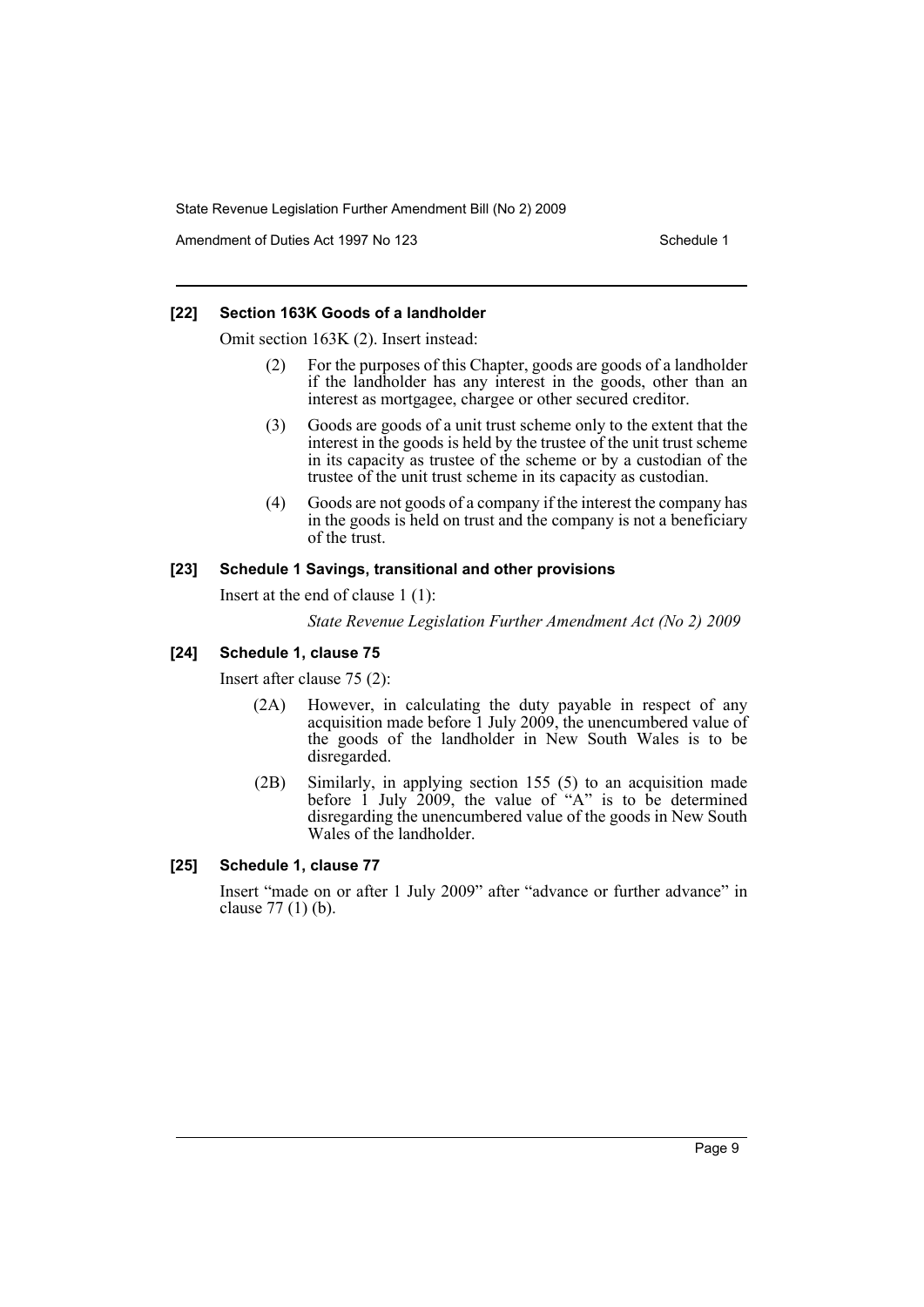### [22] Section 163K Goods of a landholder

Omit section 163K (2). Insert instead:

> (2) For the purposes of this Chapter, goods are goods of a landholder if the landholder has any interest in the goods, other than an interest as mortgagee, chargee or other secured creditor.
>
> (3) Goods are goods of a unit trust scheme only to the extent that the interest in the goods is held by the trustee of the unit trust scheme in its capacity as trustee of the scheme or by a custodian of the trustee of the unit trust scheme in its capacity as custodian.
>
> (4) Goods are not goods of a company if the interest the company has in the goods is held on trust and the company is not a beneficiary of the trust.

### [23] Schedule 1 Savings, transitional and other provisions

Insert at the end of clause 1 (1):

> *State Revenue Legislation Further Amendment Act (No 2) 2009*

### [24] Schedule 1, clause 75

Insert after clause 75 (2):

> (2A) However, in calculating the duty payable in respect of any acquisition made before 1 July 2009, the unencumbered value of the goods of the landholder in New South Wales is to be disregarded.
>
> (2B) Similarly, in applying section 155 (5) to an acquisition made before 1 July 2009, the value of "A" is to be determined disregarding the unencumbered value of the goods in New South Wales of the landholder.

### [25] Schedule 1, clause 77

Insert "made on or after 1 July 2009" after "advance or further advance" in clause 77 (1) (b).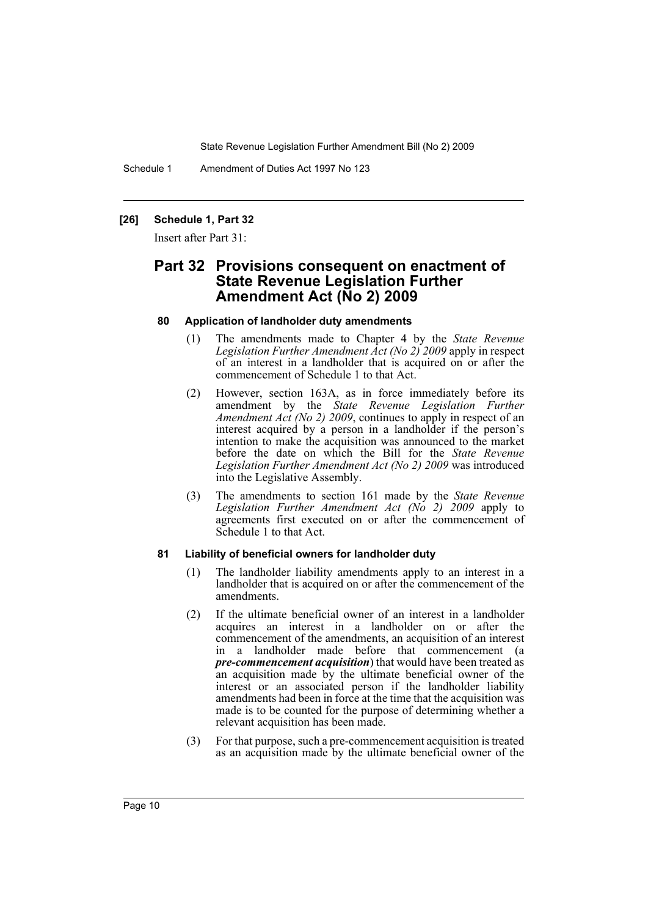### [26] Schedule 1, Part 32

Insert after Part 31:

## Part 32 Provisions consequent on enactment of State Revenue Legislation Further Amendment Act (No 2) 2009

#### 80 Application of landholder duty amendments

(1) The amendments made to Chapter 4 by the *State Revenue Legislation Further Amendment Act (No 2) 2009* apply in respect of an interest in a landholder that is acquired on or after the commencement of Schedule 1 to that Act.

(2) However, section 163A, as in force immediately before its amendment by the *State Revenue Legislation Further Amendment Act (No 2) 2009*, continues to apply in respect of an interest acquired by a person in a landholder if the person's intention to make the acquisition was announced to the market before the date on which the Bill for the *State Revenue Legislation Further Amendment Act (No 2) 2009* was introduced into the Legislative Assembly.

(3) The amendments to section 161 made by the *State Revenue Legislation Further Amendment Act (No 2) 2009* apply to agreements first executed on or after the commencement of Schedule 1 to that Act.

#### 81 Liability of beneficial owners for landholder duty

(1) The landholder liability amendments apply to an interest in a landholder that is acquired on or after the commencement of the amendments.

(2) If the ultimate beneficial owner of an interest in a landholder acquires an interest in a landholder on or after the commencement of the amendments, an acquisition of an interest in a landholder made before that commencement (a ***pre-commencement acquisition***) that would have been treated as an acquisition made by the ultimate beneficial owner of the interest or an associated person if the landholder liability amendments had been in force at the time that the acquisition was made is to be counted for the purpose of determining whether a relevant acquisition has been made.

(3) For that purpose, such a pre-commencement acquisition is treated as an acquisition made by the ultimate beneficial owner of the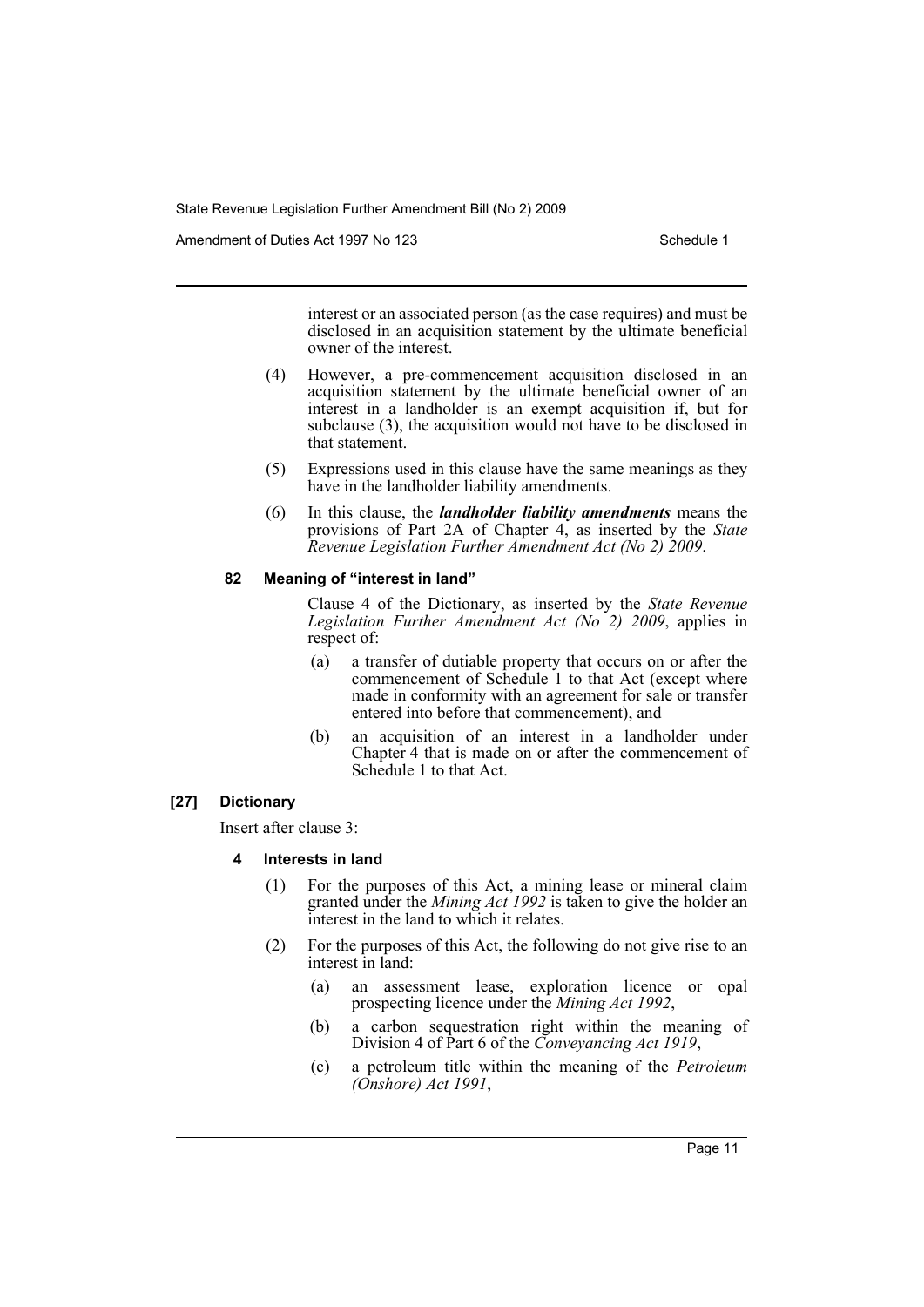interest or an associated person (as the case requires) and must be disclosed in an acquisition statement by the ultimate beneficial owner of the interest.

(4) However, a pre-commencement acquisition disclosed in an acquisition statement by the ultimate beneficial owner of an interest in a landholder is an exempt acquisition if, but for subclause (3), the acquisition would not have to be disclosed in that statement.

(5) Expressions used in this clause have the same meanings as they have in the landholder liability amendments.

(6) In this clause, the ***landholder liability amendments*** means the provisions of Part 2A of Chapter 4, as inserted by the *State Revenue Legislation Further Amendment Act (No 2) 2009*.

#### 82 Meaning of "interest in land"

Clause 4 of the Dictionary, as inserted by the *State Revenue Legislation Further Amendment Act (No 2) 2009*, applies in respect of:

(a) a transfer of dutiable property that occurs on or after the commencement of Schedule 1 to that Act (except where made in conformity with an agreement for sale or transfer entered into before that commencement), and

(b) an acquisition of an interest in a landholder under Chapter 4 that is made on or after the commencement of Schedule 1 to that Act.

### [27] Dictionary

Insert after clause 3:

#### 4 Interests in land

(1) For the purposes of this Act, a mining lease or mineral claim granted under the *Mining Act 1992* is taken to give the holder an interest in the land to which it relates.

(2) For the purposes of this Act, the following do not give rise to an interest in land:

(a) an assessment lease, exploration licence or opal prospecting licence under the *Mining Act 1992*,

(b) a carbon sequestration right within the meaning of Division 4 of Part 6 of the *Conveyancing Act 1919*,

(c) a petroleum title within the meaning of the *Petroleum (Onshore) Act 1991*,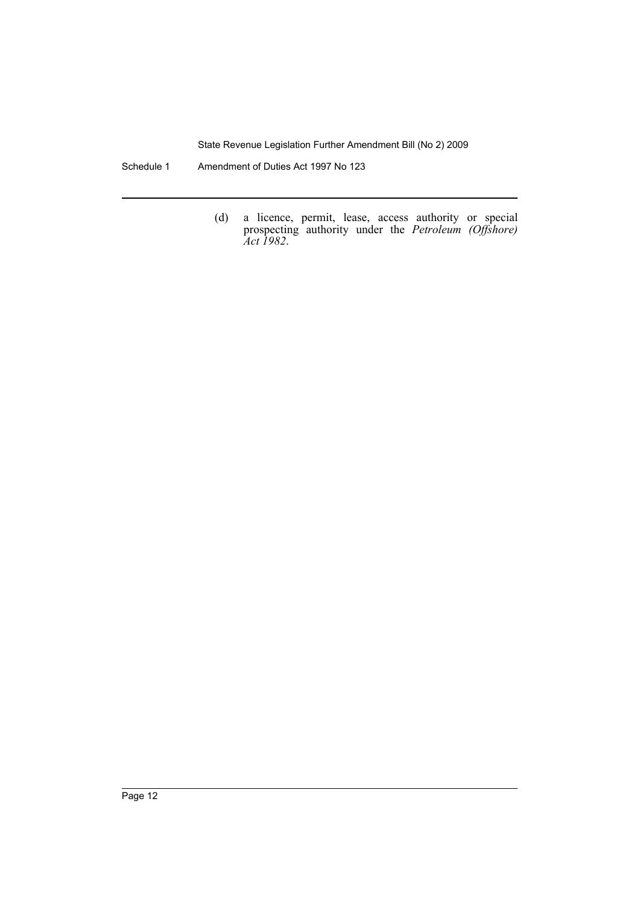(d) a licence, permit, lease, access authority or special prospecting authority under the *Petroleum (Offshore) Act 1982*.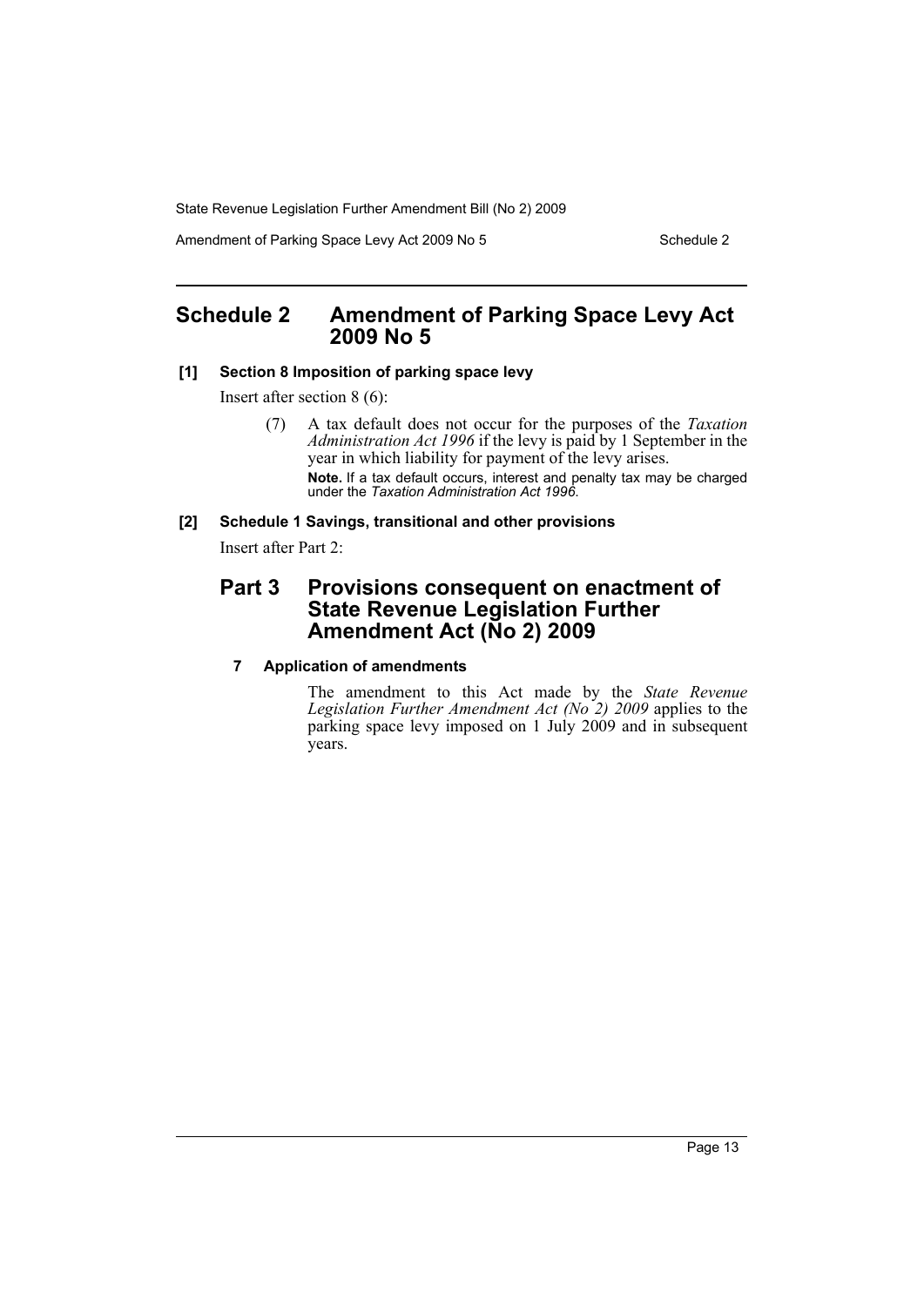# Schedule 2 Amendment of Parking Space Levy Act 2009 No 5

**[1] Section 8 Imposition of parking space levy**

Insert after section 8 (6):

> (7) A tax default does not occur for the purposes of the *Taxation Administration Act 1996* if the levy is paid by 1 September in the year in which liability for payment of the levy arises.
>
> **Note.** If a tax default occurs, interest and penalty tax may be charged under the *Taxation Administration Act 1996*.

**[2] Schedule 1 Savings, transitional and other provisions**

Insert after Part 2:

## Part 3 Provisions consequent on enactment of State Revenue Legislation Further Amendment Act (No 2) 2009

**7 Application of amendments**

The amendment to this Act made by the *State Revenue Legislation Further Amendment Act (No 2) 2009* applies to the parking space levy imposed on 1 July 2009 and in subsequent years.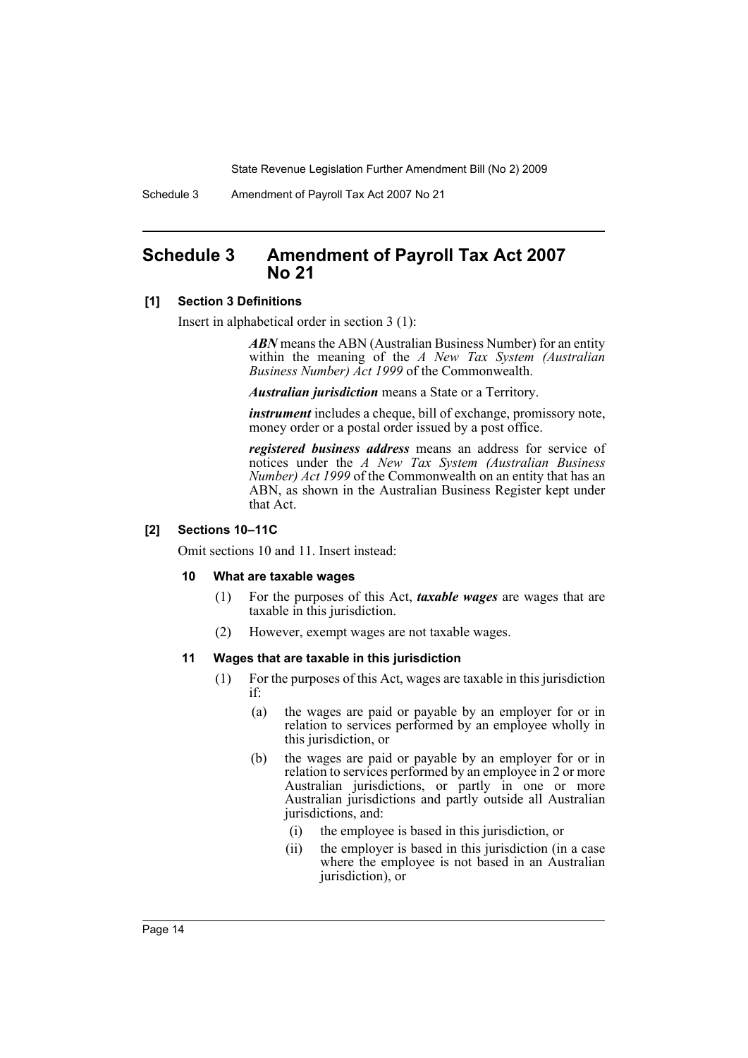## Schedule 3 Amendment of Payroll Tax Act 2007 No 21

**[1] Section 3 Definitions**

Insert in alphabetical order in section 3 (1):

> ***ABN*** means the ABN (Australian Business Number) for an entity within the meaning of the *A New Tax System (Australian Business Number) Act 1999* of the Commonwealth.
>
> ***Australian jurisdiction*** means a State or a Territory.
>
> ***instrument*** includes a cheque, bill of exchange, promissory note, money order or a postal order issued by a post office.
>
> ***registered business address*** means an address for service of notices under the *A New Tax System (Australian Business Number) Act 1999* of the Commonwealth on an entity that has an ABN, as shown in the Australian Business Register kept under that Act.

**[2] Sections 10–11C**

Omit sections 10 and 11. Insert instead:

**10 What are taxable wages**

(1) For the purposes of this Act, ***taxable wages*** are wages that are taxable in this jurisdiction.

(2) However, exempt wages are not taxable wages.

**11 Wages that are taxable in this jurisdiction**

(1) For the purposes of this Act, wages are taxable in this jurisdiction if:

- (a) the wages are paid or payable by an employer for or in relation to services performed by an employee wholly in this jurisdiction, or
- (b) the wages are paid or payable by an employer for or in relation to services performed by an employee in 2 or more Australian jurisdictions, or partly in one or more Australian jurisdictions and partly outside all Australian jurisdictions, and:
  - (i) the employee is based in this jurisdiction, or
  - (ii) the employer is based in this jurisdiction (in a case where the employee is not based in an Australian jurisdiction), or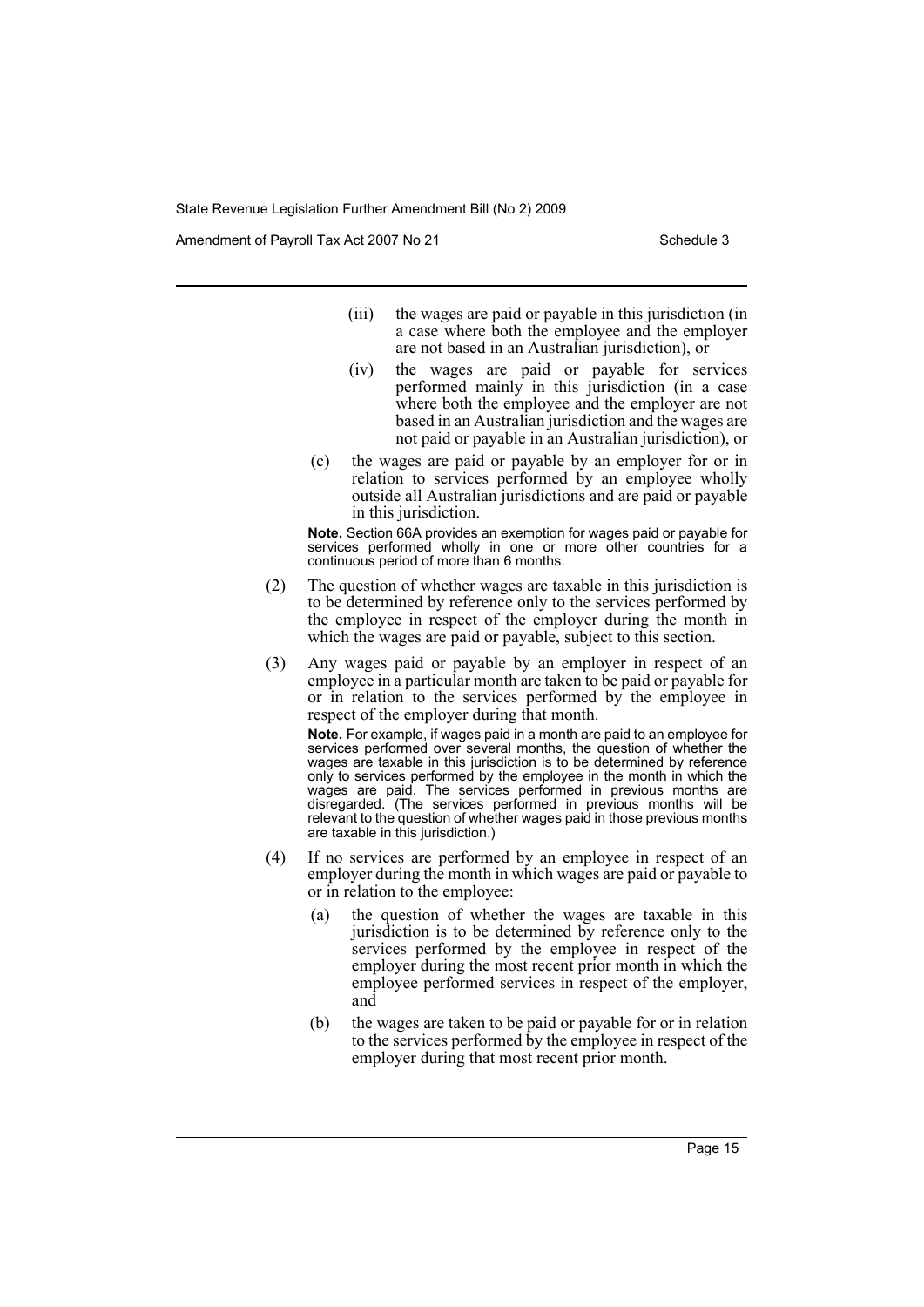- (iii) the wages are paid or payable in this jurisdiction (in a case where both the employee and the employer are not based in an Australian jurisdiction), or
- (iv) the wages are paid or payable for services performed mainly in this jurisdiction (in a case where both the employee and the employer are not based in an Australian jurisdiction and the wages are not paid or payable in an Australian jurisdiction), or

(c) the wages are paid or payable by an employer for or in relation to services performed by an employee wholly outside all Australian jurisdictions and are paid or payable in this jurisdiction.

**Note.** Section 66A provides an exemption for wages paid or payable for services performed wholly in one or more other countries for a continuous period of more than 6 months.

(2) The question of whether wages are taxable in this jurisdiction is to be determined by reference only to the services performed by the employee in respect of the employer during the month in which the wages are paid or payable, subject to this section.

(3) Any wages paid or payable by an employer in respect of an employee in a particular month are taken to be paid or payable for or in relation to the services performed by the employee in respect of the employer during that month.

**Note.** For example, if wages paid in a month are paid to an employee for services performed over several months, the question of whether the wages are taxable in this jurisdiction is to be determined by reference only to services performed by the employee in the month in which the wages are paid. The services performed in previous months are disregarded. (The services performed in previous months will be relevant to the question of whether wages paid in those previous months are taxable in this jurisdiction.)

(4) If no services are performed by an employee in respect of an employer during the month in which wages are paid or payable to or in relation to the employee:

(a) the question of whether the wages are taxable in this jurisdiction is to be determined by reference only to the services performed by the employee in respect of the employer during the most recent prior month in which the employee performed services in respect of the employer, and

(b) the wages are taken to be paid or payable for or in relation to the services performed by the employee in respect of the employer during that most recent prior month.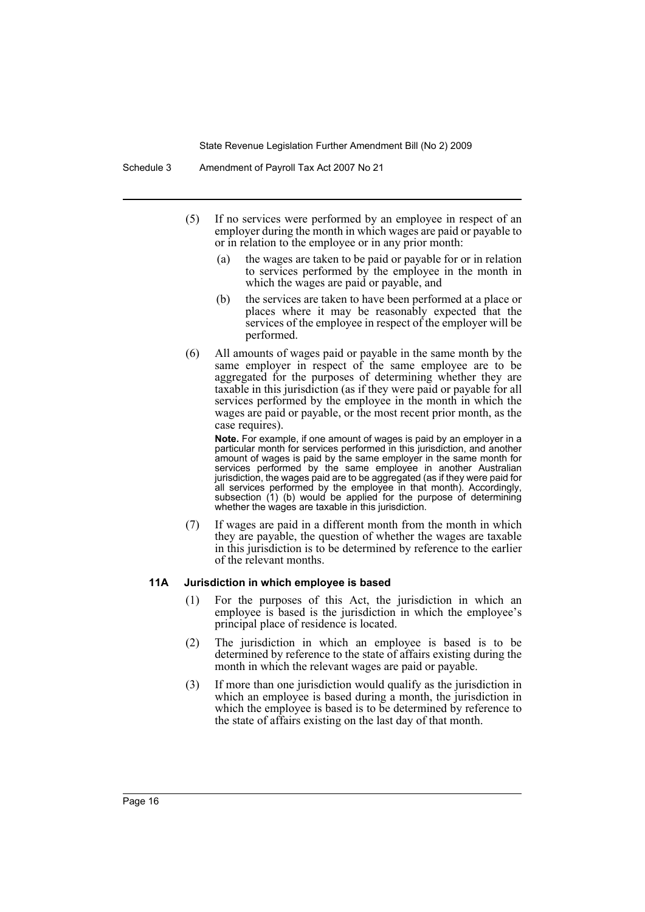(5) If no services were performed by an employee in respect of an employer during the month in which wages are paid or payable to or in relation to the employee or in any prior month:

  (a) the wages are taken to be paid or payable for or in relation to services performed by the employee in the month in which the wages are paid or payable, and

  (b) the services are taken to have been performed at a place or places where it may be reasonably expected that the services of the employee in respect of the employer will be performed.

(6) All amounts of wages paid or payable in the same month by the same employer in respect of the same employee are to be aggregated for the purposes of determining whether they are taxable in this jurisdiction (as if they were paid or payable for all services performed by the employee in the month in which the wages are paid or payable, or the most recent prior month, as the case requires).

**Note.** For example, if one amount of wages is paid by an employer in a particular month for services performed in this jurisdiction, and another amount of wages is paid by the same employer in the same month for services performed by the same employee in another Australian jurisdiction, the wages paid are to be aggregated (as if they were paid for all services performed by the employee in that month). Accordingly, subsection (1) (b) would be applied for the purpose of determining whether the wages are taxable in this jurisdiction.

(7) If wages are paid in a different month from the month in which they are payable, the question of whether the wages are taxable in this jurisdiction is to be determined by reference to the earlier of the relevant months.

**11A Jurisdiction in which employee is based**

(1) For the purposes of this Act, the jurisdiction in which an employee is based is the jurisdiction in which the employee's principal place of residence is located.

(2) The jurisdiction in which an employee is based is to be determined by reference to the state of affairs existing during the month in which the relevant wages are paid or payable.

(3) If more than one jurisdiction would qualify as the jurisdiction in which an employee is based during a month, the jurisdiction in which the employee is based is to be determined by reference to the state of affairs existing on the last day of that month.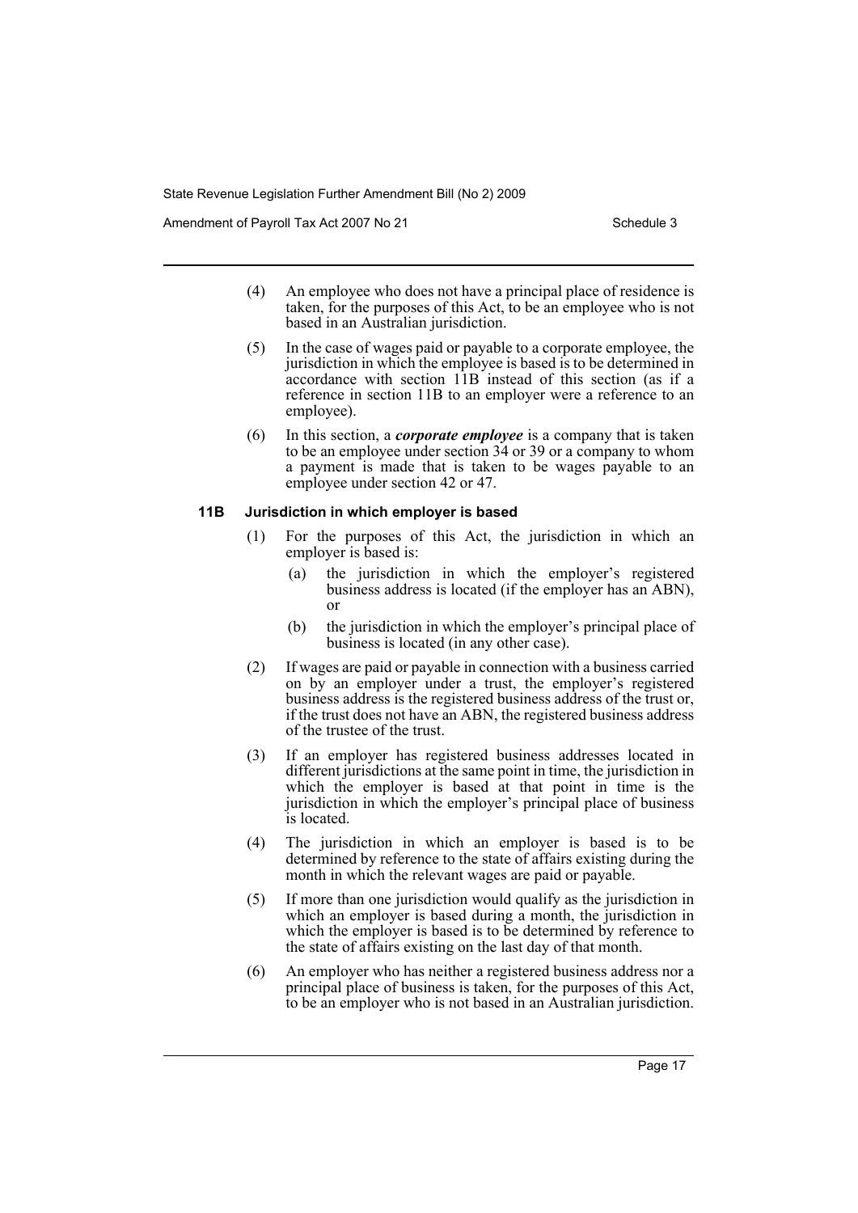(4) An employee who does not have a principal place of residence is taken, for the purposes of this Act, to be an employee who is not based in an Australian jurisdiction.

(5) In the case of wages paid or payable to a corporate employee, the jurisdiction in which the employee is based is to be determined in accordance with section 11B instead of this section (as if a reference in section 11B to an employer were a reference to an employee).

(6) In this section, a ***corporate employee*** is a company that is taken to be an employee under section 34 or 39 or a company to whom a payment is made that is taken to be wages payable to an employee under section 42 or 47.

**11B Jurisdiction in which employer is based**

(1) For the purposes of this Act, the jurisdiction in which an employer is based is:

(a) the jurisdiction in which the employer's registered business address is located (if the employer has an ABN), or

(b) the jurisdiction in which the employer's principal place of business is located (in any other case).

(2) If wages are paid or payable in connection with a business carried on by an employer under a trust, the employer's registered business address is the registered business address of the trust or, if the trust does not have an ABN, the registered business address of the trustee of the trust.

(3) If an employer has registered business addresses located in different jurisdictions at the same point in time, the jurisdiction in which the employer is based at that point in time is the jurisdiction in which the employer's principal place of business is located.

(4) The jurisdiction in which an employer is based is to be determined by reference to the state of affairs existing during the month in which the relevant wages are paid or payable.

(5) If more than one jurisdiction would qualify as the jurisdiction in which an employer is based during a month, the jurisdiction in which the employer is based is to be determined by reference to the state of affairs existing on the last day of that month.

(6) An employer who has neither a registered business address nor a principal place of business is taken, for the purposes of this Act, to be an employer who is not based in an Australian jurisdiction.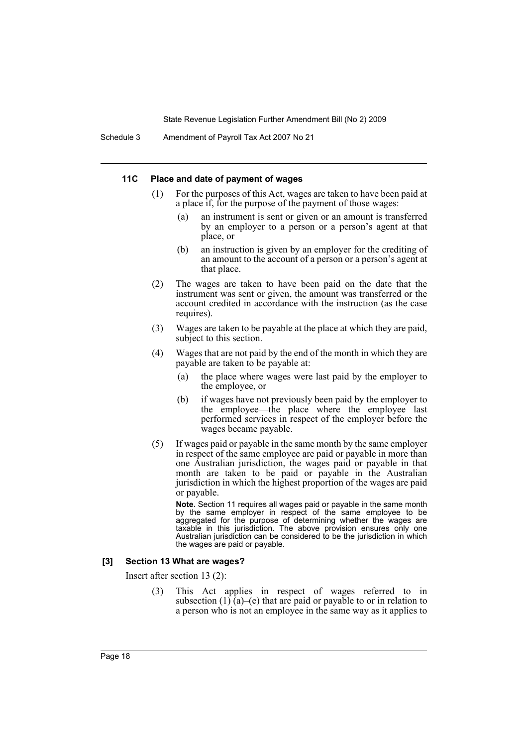#### 11C Place and date of payment of wages

(1) For the purposes of this Act, wages are taken to have been paid at a place if, for the purpose of the payment of those wages:

(a) an instrument is sent or given or an amount is transferred by an employer to a person or a person's agent at that place, or

(b) an instruction is given by an employer for the crediting of an amount to the account of a person or a person's agent at that place.

(2) The wages are taken to have been paid on the date that the instrument was sent or given, the amount was transferred or the account credited in accordance with the instruction (as the case requires).

(3) Wages are taken to be payable at the place at which they are paid, subject to this section.

(4) Wages that are not paid by the end of the month in which they are payable are taken to be payable at:

(a) the place where wages were last paid by the employer to the employee, or

(b) if wages have not previously been paid by the employer to the employee—the place where the employee last performed services in respect of the employer before the wages became payable.

(5) If wages paid or payable in the same month by the same employer in respect of the same employee are paid or payable in more than one Australian jurisdiction, the wages paid or payable in that month are taken to be paid or payable in the Australian jurisdiction in which the highest proportion of the wages are paid or payable.

**Note.** Section 11 requires all wages paid or payable in the same month by the same employer in respect of the same employee to be aggregated for the purpose of determining whether the wages are taxable in this jurisdiction. The above provision ensures only one Australian jurisdiction can be considered to be the jurisdiction in which the wages are paid or payable.

#### [3] Section 13 What are wages?

Insert after section 13 (2):

(3) This Act applies in respect of wages referred to in subsection (1) (a)–(e) that are paid or payable to or in relation to a person who is not an employee in the same way as it applies to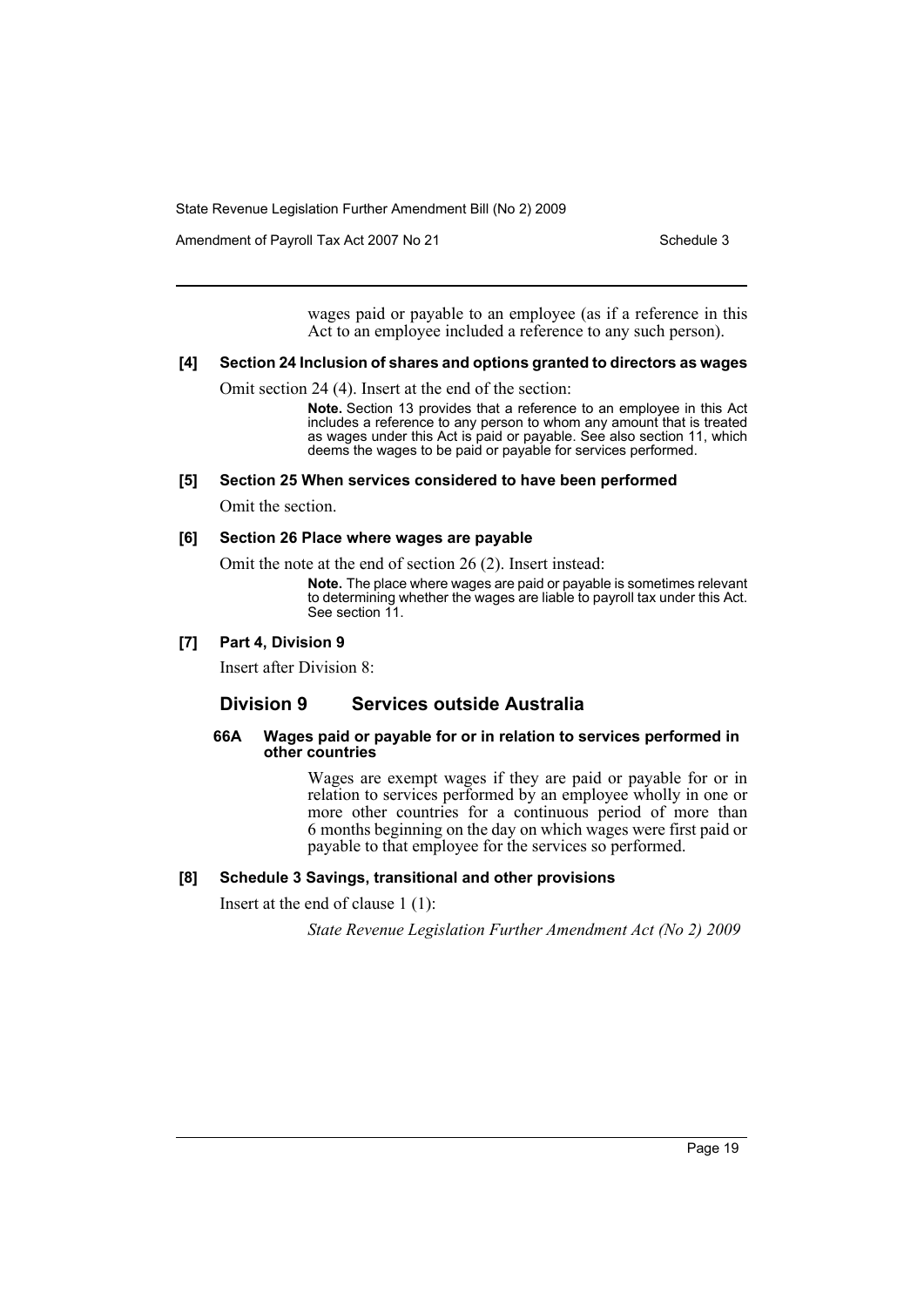wages paid or payable to an employee (as if a reference in this Act to an employee included a reference to any such person).

**[4] Section 24 Inclusion of shares and options granted to directors as wages**

Omit section 24 (4). Insert at the end of the section:

> **Note.** Section 13 provides that a reference to an employee in this Act includes a reference to any person to whom any amount that is treated as wages under this Act is paid or payable. See also section 11, which deems the wages to be paid or payable for services performed.

**[5] Section 25 When services considered to have been performed**

Omit the section.

**[6] Section 26 Place where wages are payable**

Omit the note at the end of section 26 (2). Insert instead:

> **Note.** The place where wages are paid or payable is sometimes relevant to determining whether the wages are liable to payroll tax under this Act. See section 11.

**[7] Part 4, Division 9**

Insert after Division 8:

## Division 9 Services outside Australia

**66A Wages paid or payable for or in relation to services performed in other countries**

Wages are exempt wages if they are paid or payable for or in relation to services performed by an employee wholly in one or more other countries for a continuous period of more than 6 months beginning on the day on which wages were first paid or payable to that employee for the services so performed.

**[8] Schedule 3 Savings, transitional and other provisions**

Insert at the end of clause 1 (1):

*State Revenue Legislation Further Amendment Act (No 2) 2009*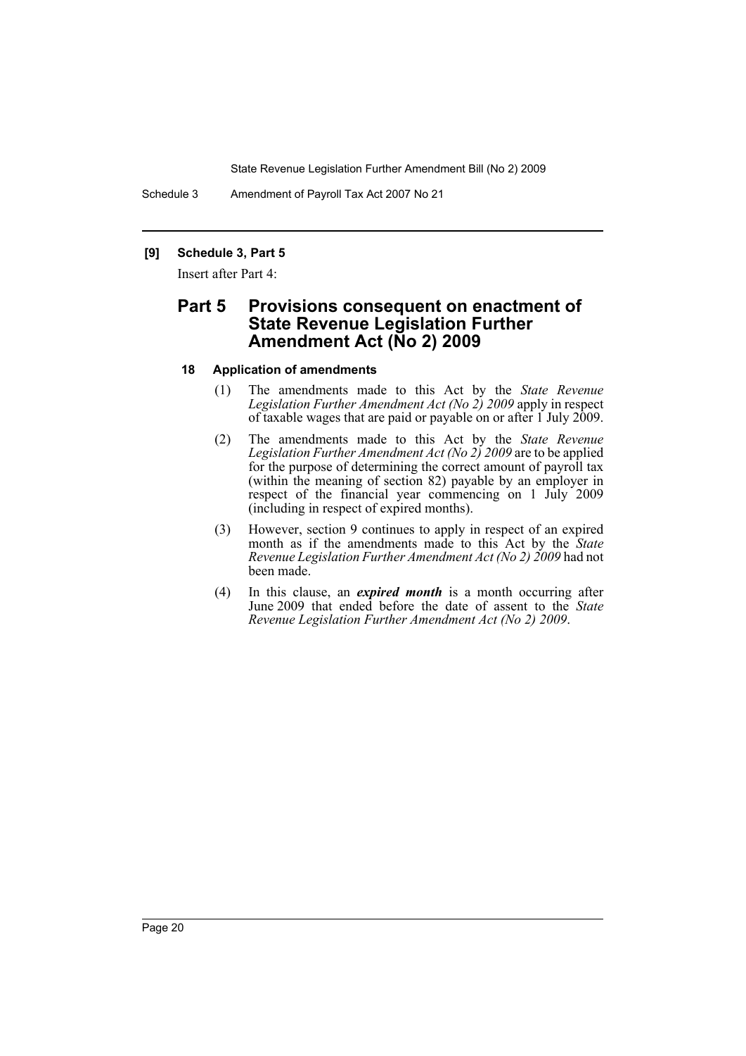**[9] Schedule 3, Part 5**

Insert after Part 4:

## Part 5 Provisions consequent on enactment of State Revenue Legislation Further Amendment Act (No 2) 2009

### 18 Application of amendments

(1) The amendments made to this Act by the *State Revenue Legislation Further Amendment Act (No 2) 2009* apply in respect of taxable wages that are paid or payable on or after 1 July 2009.

(2) The amendments made to this Act by the *State Revenue Legislation Further Amendment Act (No 2) 2009* are to be applied for the purpose of determining the correct amount of payroll tax (within the meaning of section 82) payable by an employer in respect of the financial year commencing on 1 July 2009 (including in respect of expired months).

(3) However, section 9 continues to apply in respect of an expired month as if the amendments made to this Act by the *State Revenue Legislation Further Amendment Act (No 2) 2009* had not been made.

(4) In this clause, an ***expired month*** is a month occurring after June 2009 that ended before the date of assent to the *State Revenue Legislation Further Amendment Act (No 2) 2009*.